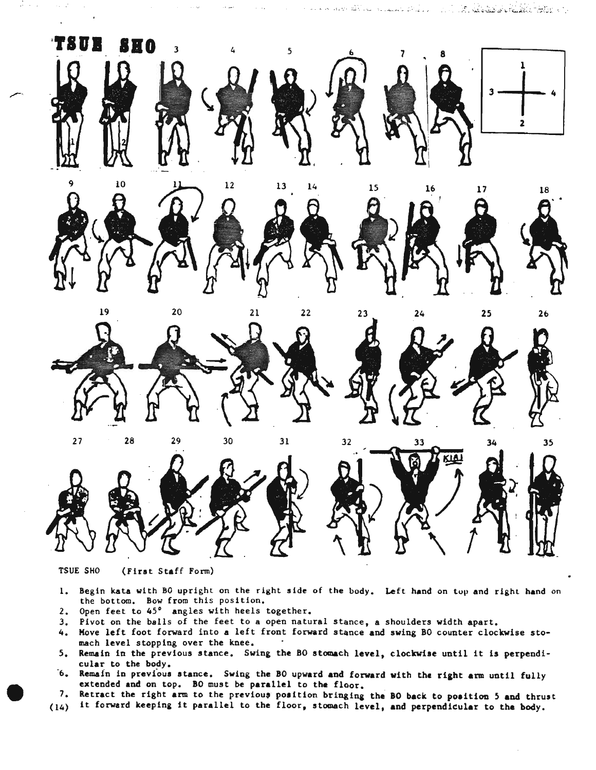# TSUE SHO

TSUE SHO (First Staff Form)

1. Begin kata with BO upright on the right side of the body. Left hand on top and right hand on the bottom. Bow from this position.
2. Open feet to 45° angles with heels together.
3. Pivot on the balls of the feet to a open natural stance, a shoulders width apart.
4. Move left foot forward into a left front forward stance and swing BO counter clockwise stomach level stopping over the knee.
5. Remain in the previous stance. Swing the BO stomach level, clockwise until it is perpendicular to the body.
6. Remain in previous stance. Swing the BO upward and forward with the right arm until fully extended and on top. BO must be parallel to the floor.
7. Retract the right arm to the previous position bringing the BO back to position 5 and thrust it forward keeping it parallel to the floor, stomach level, and perpendicular to the body.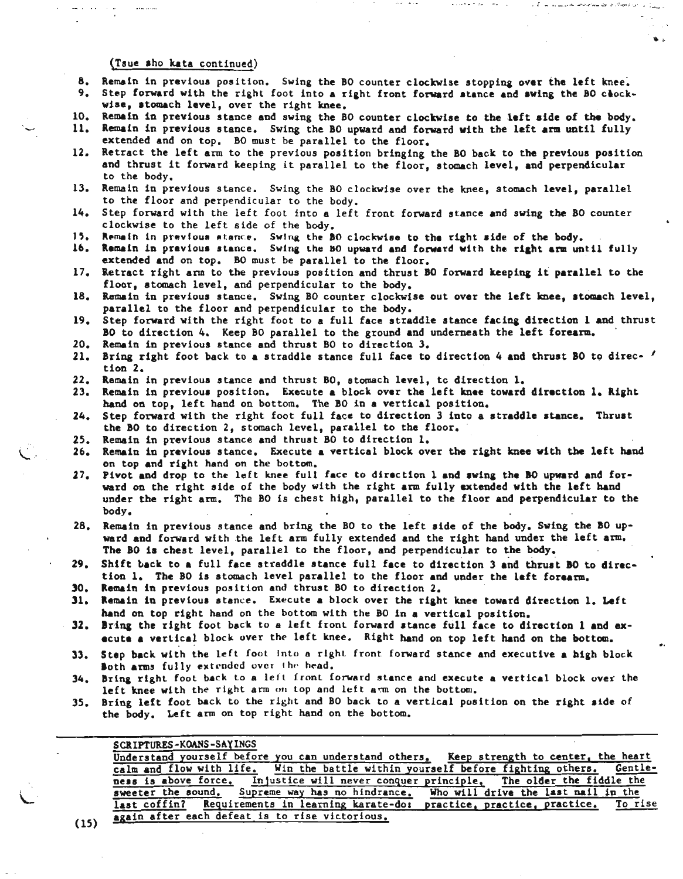(Tsue sho kata continued)

8. Remain in previous position. Swing the BO counter clockwise stopping over the left knee.
9. Step forward with the right foot into a right front forward stance and swing the BO cłockwise, stomach level, over the right knee.
10. Remain in previous stance and swing the BO counter clockwise to the left side of the body.
11. Remain in previous stance. Swing the BO upward and forward with the left arm until fully extended and on top. BO must be parallel to the floor.
12. Retract the left arm to the previous position bringing the BO back to the previous position and thrust it forward keeping it parallel to the floor, stomach level, and perpendicular to the body.
13. Remain in previous stance. Swing the BO clockwise over the knee, stomach level, parallel to the floor and perpendicular to the body.
14. Step forward with the left foot into a left front forward stance and swing the BO counter clockwise to the left side of the body.
15. Remain in previous stance. Swing the BO clockwise to the right side of the body.
16. Remain in previous stance. Swing the BO upward and forward with the right arm until fully extended and on top. BO must be parallel to the floor.
17. Retract right arm to the previous position and thrust BO forward keeping it parallel to the floor, stomach level, and perpendicular to the body.
18. Remain in previous stance. Swing BO counter clockwise out over the left knee, stomach level, parallel to the floor and perpendicular to the body.
19. Step forward with the right foot to a full face straddle stance facing direction 1 and thrust BO to direction 4. Keep BO parallel to the ground and underneath the left forearm.
20. Remain in previous stance and thrust BO to direction 3.
21. Bring right foot back to a straddle stance full face to direction 4 and thrust BO to direction 2.
22. Remain in previous stance and thrust BO, stomach level, to direction 1.
23. Remain in previous position. Execute a block over the left knee toward direction 1. Right hand on top, left hand on bottom. The BO in a vertical position.
24. Step forward with the right foot full face to direction 3 into a straddle stance. Thrust the BO to direction 2, stomach level, parallel to the floor.
25. Remain in previous stance and thrust BO to direction 1.
26. Remain in previous stance. Execute a vertical block over the right knee with the left hand on top and right hand on the bottom.
27. Pivot and drop to the left knee full face to direction 1 and swing the BO upward and forward on the right side of the body with the right arm fully extended with the left hand under the right arm. The BO is chest high, parallel to the floor and perpendicular to the body.
28. Remain in previous stance and bring the BO to the left side of the body. Swing the BO upward and forward with the left arm fully extended and the right hand under the left arm. The BO is chest level, parallel to the floor, and perpendicular to the body.
29. Shift back to a full face straddle stance full face to direction 3 and thrust BO to direction 1. The BO is stomach level parallel to the floor and under the left forearm.
30. Remain in previous position and thrust BO to direction 2.
31. Remain in previous stance. Execute a block over the right knee toward direction 1. Left hand on top right hand on the bottom with the BO in a vertical position.
32. Bring the right foot back to a left front forward stance full face to direction 1 and execute a vertical block over the left knee. Right hand on top left hand on the bottom.
33. Step back with the left foot into a right front forward stance and executive a high block Both arms fully extended over the head.
34. Bring right foot back to a left front forward stance and execute a vertical block over the left knee with the right arm on top and left arm on the bottom.
35. Bring left foot back to the right and BO back to a vertical position on the right side of the body. Left arm on top right hand on the bottom.

---

SCRIPTURES-KOANS-SAYINGS

Understand yourself before you can understand others. Keep strength to center, the heart calm and flow with life. Win the battle within yourself before fighting others. Gentleness is above force. Injustice will never conquer principle. The older the fiddle the sweeter the sound. Supreme way has no hindrance. Who will drive the last nail in the last coffin? Requirements in learning karate-do: practice, practice, practice. To rise again after each defeat is to rise victorious.